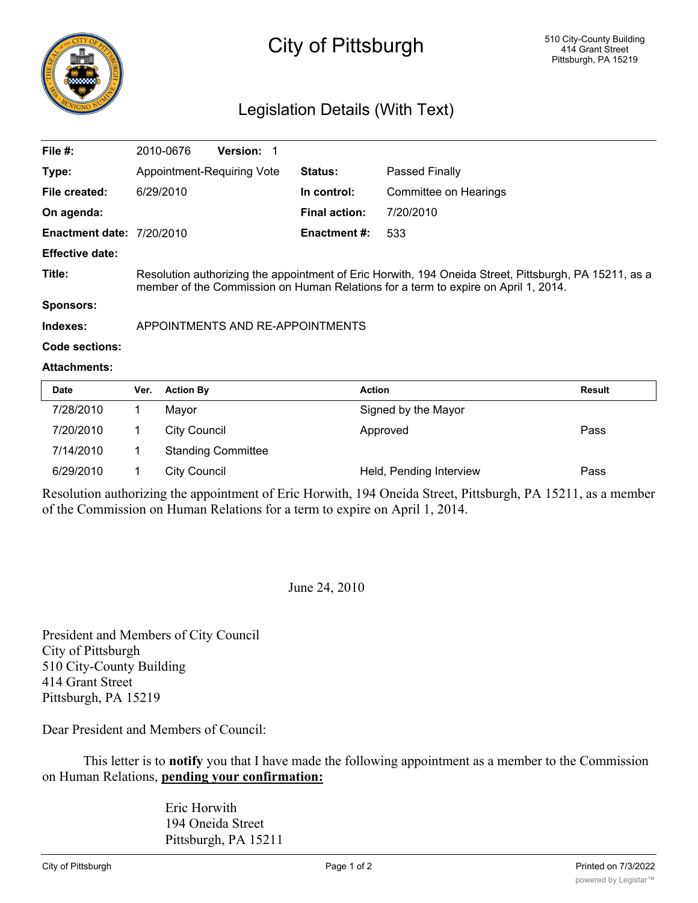# City of Pittsburgh

510 City-County Building
414 Grant Street
Pittsburgh, PA 15219

## Legislation Details (With Text)

| | | | |
|---|---|---|---|
| **File #:** | 2010-0676 **Version:** 1 | | |
| **Type:** | Appointment-Requiring Vote | **Status:** | Passed Finally |
| **File created:** | 6/29/2010 | **In control:** | Committee on Hearings |
| **On agenda:** | | **Final action:** | 7/20/2010 |
| **Enactment date:** | 7/20/2010 | **Enactment #:** | 533 |
| **Effective date:** | | | |

**Title:** Resolution authorizing the appointment of Eric Horwith, 194 Oneida Street, Pittsburgh, PA 15211, as a member of the Commission on Human Relations for a term to expire on April 1, 2014.

**Sponsors:**

**Indexes:** APPOINTMENTS AND RE-APPOINTMENTS

**Code sections:**

**Attachments:**

| Date | Ver. | Action By | Action | Result |
|---|---|---|---|---|
| 7/28/2010 | 1 | Mayor | Signed by the Mayor | |
| 7/20/2010 | 1 | City Council | Approved | Pass |
| 7/14/2010 | 1 | Standing Committee | | |
| 6/29/2010 | 1 | City Council | Held, Pending Interview | Pass |

Resolution authorizing the appointment of Eric Horwith, 194 Oneida Street, Pittsburgh, PA 15211, as a member of the Commission on Human Relations for a term to expire on April 1, 2014.

June 24, 2010

President and Members of City Council
City of Pittsburgh
510 City-County Building
414 Grant Street
Pittsburgh, PA 15219

Dear President and Members of Council:

This letter is to **notify** you that I have made the following appointment as a member to the Commission on Human Relations, **pending your confirmation:**

Eric Horwith
194 Oneida Street
Pittsburgh, PA 15211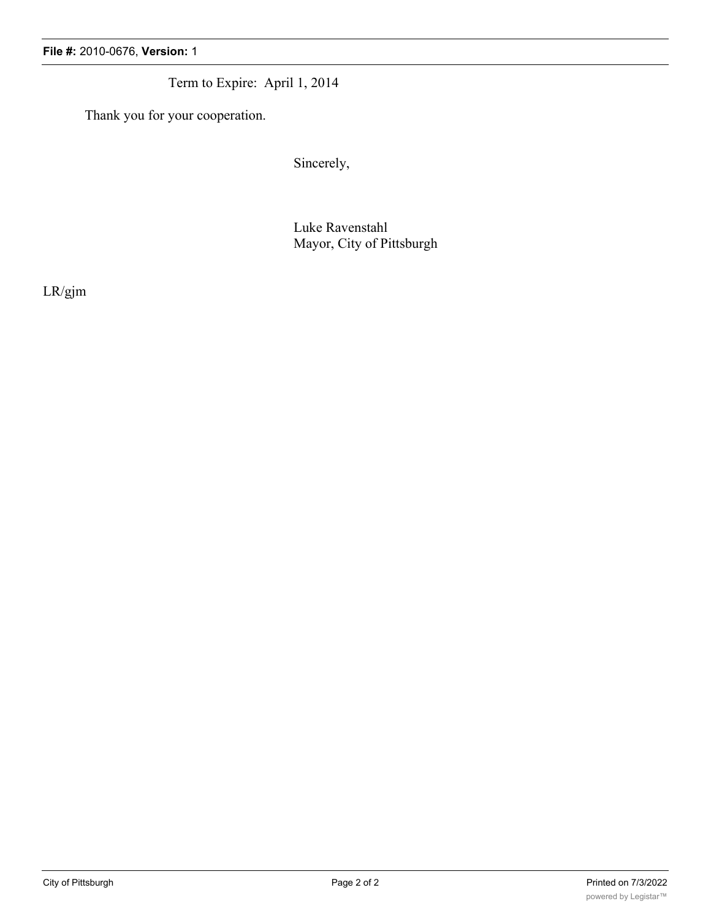Term to Expire: April 1, 2014

Thank you for your cooperation.

Sincerely,

Luke Ravenstahl
Mayor, City of Pittsburgh

LR/gjm